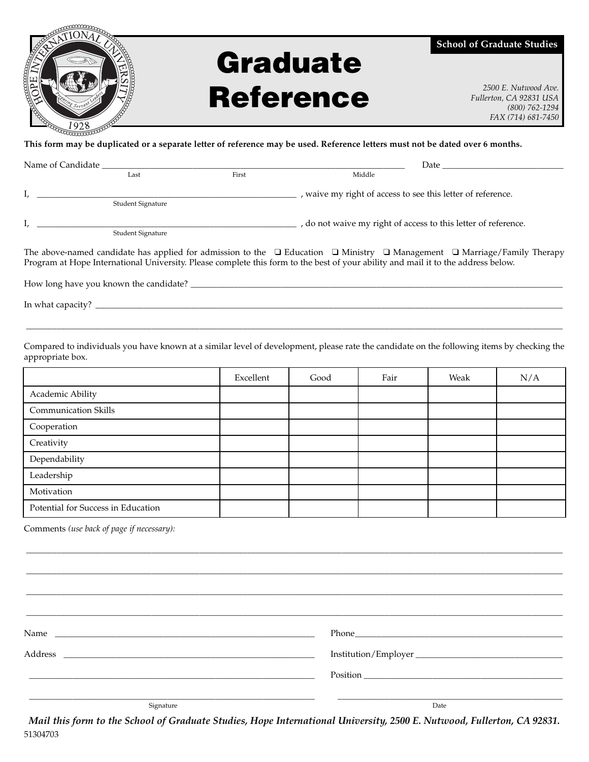# Graduate Reference

**School of Graduate Studies**

*2500 E. Nutwood Ave.*
*Fullerton, CA 92831 USA*
*(800) 762-1294*
*FAX (714) 681-7450*

**This form may be duplicated or a separate letter of reference may be used. Reference letters must not be dated over 6 months.**

Name of Candidate ______________________________________________ Date ____________________
Last First Middle

I, ____________________________________________ , waive my right of access to see this letter of reference.
Student Signature

I, ____________________________________________ , do not waive my right of access to this letter of reference.
Student Signature

The above-named candidate has applied for admission to the ❑ Education ❑ Ministry ❑ Management ❑ Marriage/Family Therapy Program at Hope International University. Please complete this form to the best of your ability and mail it to the address below.

How long have you known the candidate? ____________________________________________

In what capacity? ____________________________________________

____________________________________________

Compared to individuals you have known at a similar level of development, please rate the candidate on the following items by checking the appropriate box.

| | Excellent | Good | Fair | Weak | N/A |
|---|---|---|---|---|---|
| Academic Ability | | | | | |
| Communication Skills | | | | | |
| Cooperation | | | | | |
| Creativity | | | | | |
| Dependability | | | | | |
| Leadership | | | | | |
| Motivation | | | | | |
| Potential for Success in Education | | | | | |

Comments *(use back of page if necessary):*

____________________________________________

____________________________________________

____________________________________________

____________________________________________

Name ______________________________ Phone ______________________________

Address ______________________________ Institution/Employer ______________________________

______________________________ Position ______________________________

______________________________ ______________________________
Signature Date

***Mail this form to the School of Graduate Studies, Hope International University, 2500 E. Nutwood, Fullerton, CA 92831.***

51304703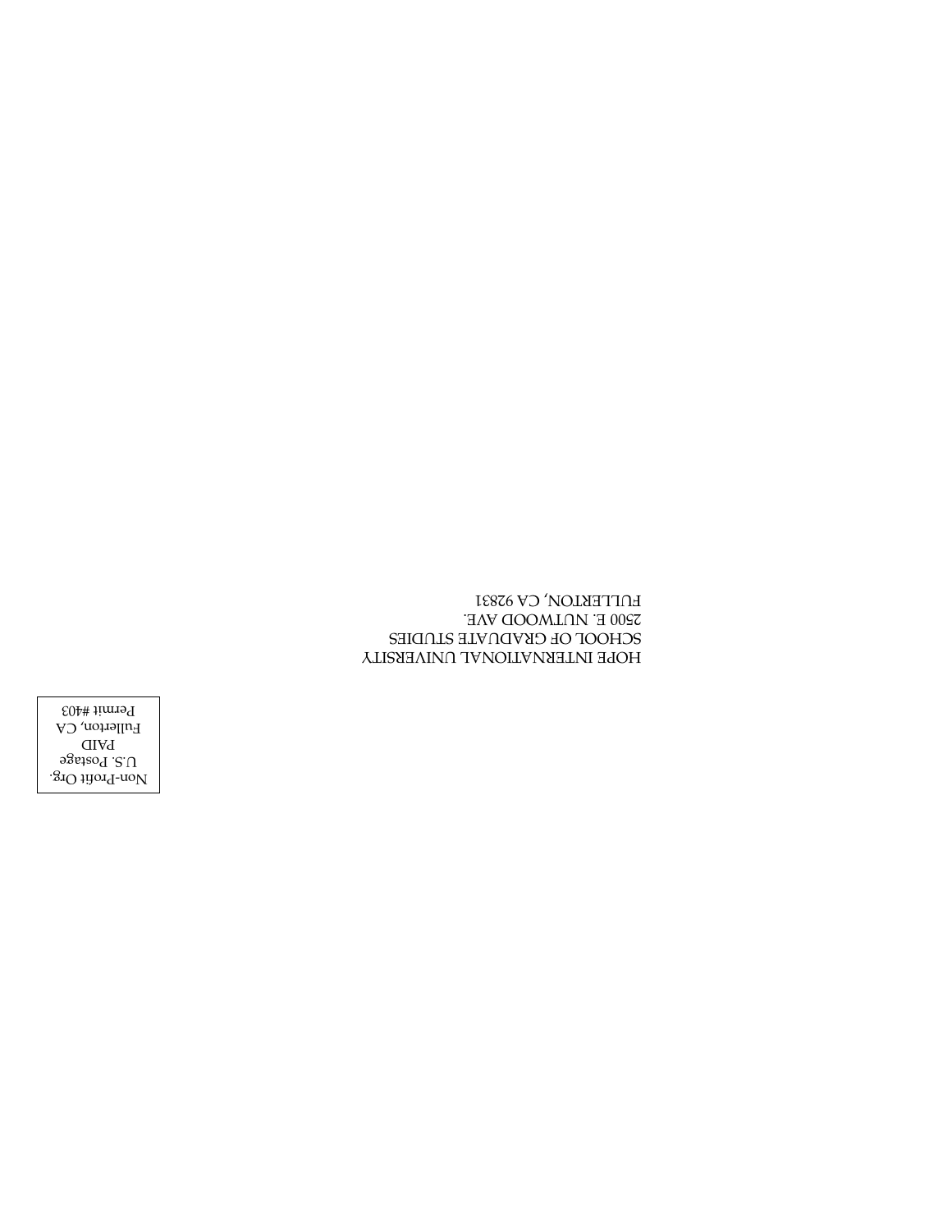Non-Profit Org.
U.S. Postage
PAID
Fullerton, CA
Permit #403

HOPE INTERNATIONAL UNIVERSITY
SCHOOL OF GRADUATE STUDIES
2500 E. NUTWOOD AVE.
FULLERTON, CA 92831